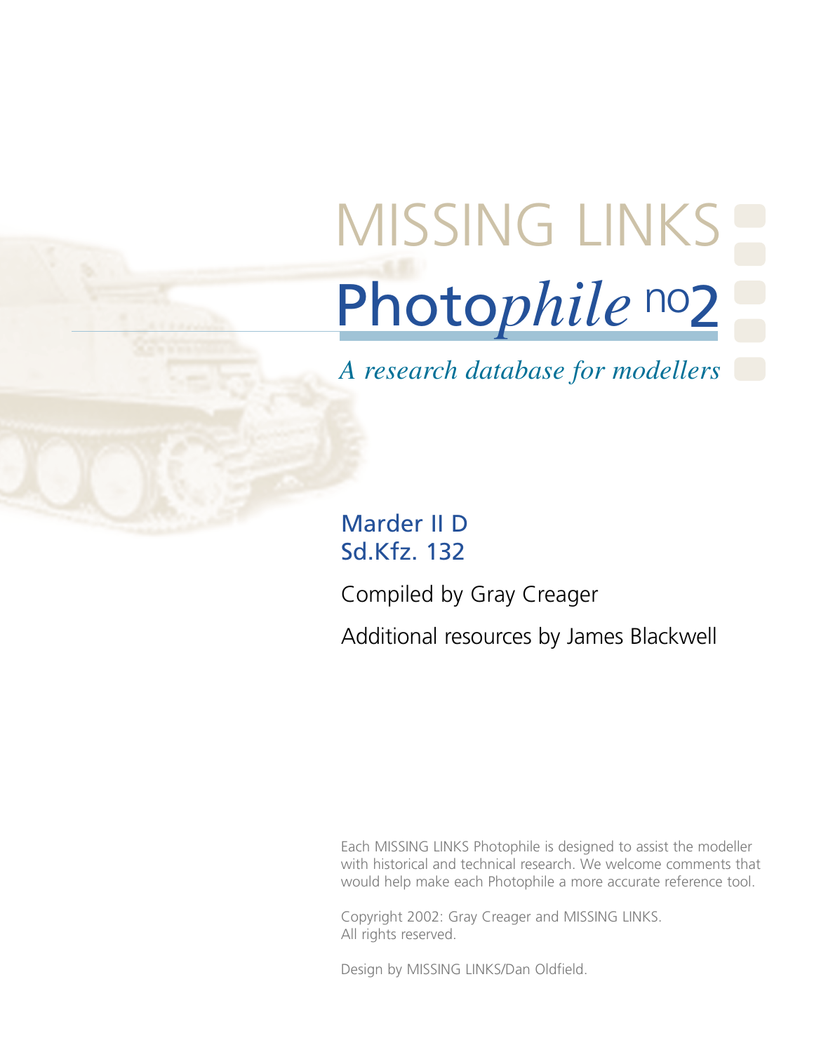# MISSING LINKS

# Photo*phile* no2

*A research database for modellers*

## Marder II D
## Sd.Kfz. 132

Compiled by Gray Creager

Additional resources by James Blackwell

Each MISSING LINKS Photophile is designed to assist the modeller with historical and technical research. We welcome comments that would help make each Photophile a more accurate reference tool.

Copyright 2002: Gray Creager and MISSING LINKS.
All rights reserved.

Design by MISSING LINKS/Dan Oldfield.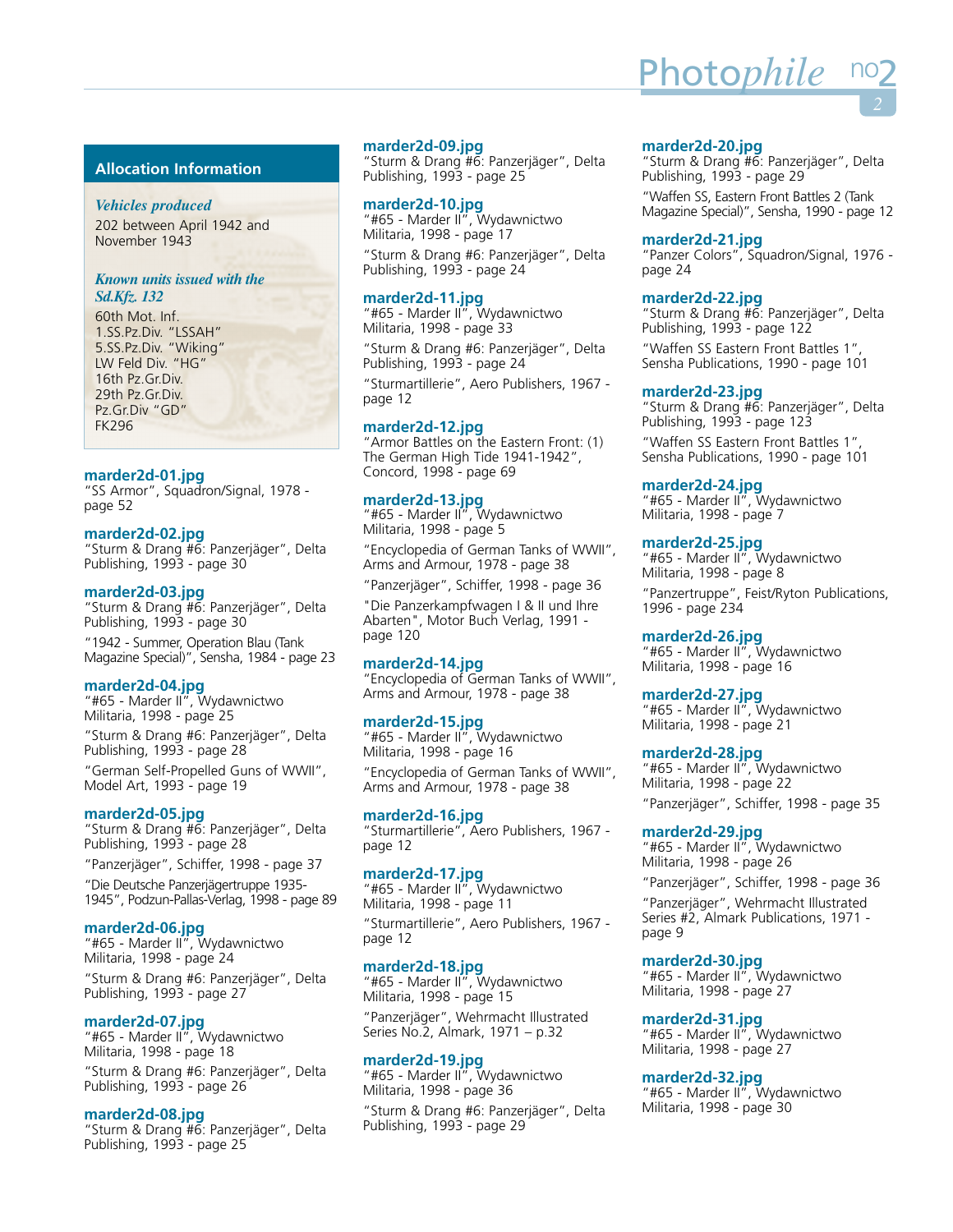## Allocation Information

*Vehicles produced*

202 between April 1942 and November 1943

*Known units issued with the Sd.Kfz. 132*

60th Mot. Inf.
1.SS.Pz.Div. "LSSAH"
5.SS.Pz.Div. "Wiking"
LW Feld Div. "HG"
16th Pz.Gr.Div.
29th Pz.Gr.Div.
Pz.Gr.Div "GD"
FK296

### marder2d-01.jpg
"SS Armor", Squadron/Signal, 1978 - page 52

### marder2d-02.jpg
"Sturm & Drang #6: Panzerjäger", Delta Publishing, 1993 - page 30

### marder2d-03.jpg
"Sturm & Drang #6: Panzerjäger", Delta Publishing, 1993 - page 30

"1942 - Summer, Operation Blau (Tank Magazine Special)", Sensha, 1984 - page 23

### marder2d-04.jpg
"#65 - Marder II", Wydawnictwo Militaria, 1998 - page 25

"Sturm & Drang #6: Panzerjäger", Delta Publishing, 1993 - page 28

"German Self-Propelled Guns of WWII", Model Art, 1993 - page 19

### marder2d-05.jpg
"Sturm & Drang #6: Panzerjäger", Delta Publishing, 1993 - page 28

"Panzerjäger", Schiffer, 1998 - page 37

"Die Deutsche Panzerjägertruppe 1935-1945", Podzun-Pallas-Verlag, 1998 - page 89

### marder2d-06.jpg
"#65 - Marder II", Wydawnictwo Militaria, 1998 - page 24

"Sturm & Drang #6: Panzerjäger", Delta Publishing, 1993 - page 27

### marder2d-07.jpg
"#65 - Marder II", Wydawnictwo Militaria, 1998 - page 18

"Sturm & Drang #6: Panzerjäger", Delta Publishing, 1993 - page 26

### marder2d-08.jpg
"Sturm & Drang #6: Panzerjäger", Delta Publishing, 1993 - page 25

### marder2d-09.jpg
"Sturm & Drang #6: Panzerjäger", Delta Publishing, 1993 - page 25

### marder2d-10.jpg
"#65 - Marder II", Wydawnictwo Militaria, 1998 - page 17

"Sturm & Drang #6: Panzerjäger", Delta Publishing, 1993 - page 24

### marder2d-11.jpg
"#65 - Marder II", Wydawnictwo Militaria, 1998 - page 33

"Sturm & Drang #6: Panzerjäger", Delta Publishing, 1993 - page 24

"Sturmartillerie", Aero Publishers, 1967 - page 12

### marder2d-12.jpg
"Armor Battles on the Eastern Front: (1) The German High Tide 1941-1942", Concord, 1998 - page 69

### marder2d-13.jpg
"#65 - Marder II", Wydawnictwo Militaria, 1998 - page 5

"Encyclopedia of German Tanks of WWII", Arms and Armour, 1978 - page 38

"Panzerjäger", Schiffer, 1998 - page 36

"Die Panzerkampfwagen I & II und Ihre Abarten", Motor Buch Verlag, 1991 - page 120

### marder2d-14.jpg
"Encyclopedia of German Tanks of WWII", Arms and Armour, 1978 - page 38

### marder2d-15.jpg
"#65 - Marder II", Wydawnictwo Militaria, 1998 - page 16

"Encyclopedia of German Tanks of WWII", Arms and Armour, 1978 - page 38

### marder2d-16.jpg
"Sturmartillerie", Aero Publishers, 1967 - page 12

### marder2d-17.jpg
"#65 - Marder II", Wydawnictwo Militaria, 1998 - page 11

"Sturmartillerie", Aero Publishers, 1967 - page 12

### marder2d-18.jpg
"#65 - Marder II", Wydawnictwo Militaria, 1998 - page 15

"Panzerjäger", Wehrmacht Illustrated Series No.2, Almark, 1971 – p.32

### marder2d-19.jpg
"#65 - Marder II", Wydawnictwo Militaria, 1998 - page 36

"Sturm & Drang #6: Panzerjäger", Delta Publishing, 1993 - page 29

### marder2d-20.jpg
"Sturm & Drang #6: Panzerjäger", Delta Publishing, 1993 - page 29

"Waffen SS, Eastern Front Battles 2 (Tank Magazine Special)", Sensha, 1990 - page 12

### marder2d-21.jpg
"Panzer Colors", Squadron/Signal, 1976 - page 24

### marder2d-22.jpg
"Sturm & Drang #6: Panzerjäger", Delta Publishing, 1993 - page 122

"Waffen SS Eastern Front Battles 1", Sensha Publications, 1990 - page 101

### marder2d-23.jpg
"Sturm & Drang #6: Panzerjäger", Delta Publishing, 1993 - page 123

"Waffen SS Eastern Front Battles 1", Sensha Publications, 1990 - page 101

### marder2d-24.jpg
"#65 - Marder II", Wydawnictwo Militaria, 1998 - page 7

### marder2d-25.jpg
"#65 - Marder II", Wydawnictwo Militaria, 1998 - page 8

"Panzertruppe", Feist/Ryton Publications, 1996 - page 234

### marder2d-26.jpg
"#65 - Marder II", Wydawnictwo Militaria, 1998 - page 16

### marder2d-27.jpg
"#65 - Marder II", Wydawnictwo Militaria, 1998 - page 21

### marder2d-28.jpg
"#65 - Marder II", Wydawnictwo Militaria, 1998 - page 22

"Panzerjäger", Schiffer, 1998 - page 35

### marder2d-29.jpg
"#65 - Marder II", Wydawnictwo Militaria, 1998 - page 26

"Panzerjäger", Schiffer, 1998 - page 36

"Panzerjäger", Wehrmacht Illustrated Series #2, Almark Publications, 1971 - page 9

### marder2d-30.jpg
"#65 - Marder II", Wydawnictwo Militaria, 1998 - page 27

### marder2d-31.jpg
"#65 - Marder II", Wydawnictwo Militaria, 1998 - page 27

### marder2d-32.jpg
"#65 - Marder II", Wydawnictwo Militaria, 1998 - page 30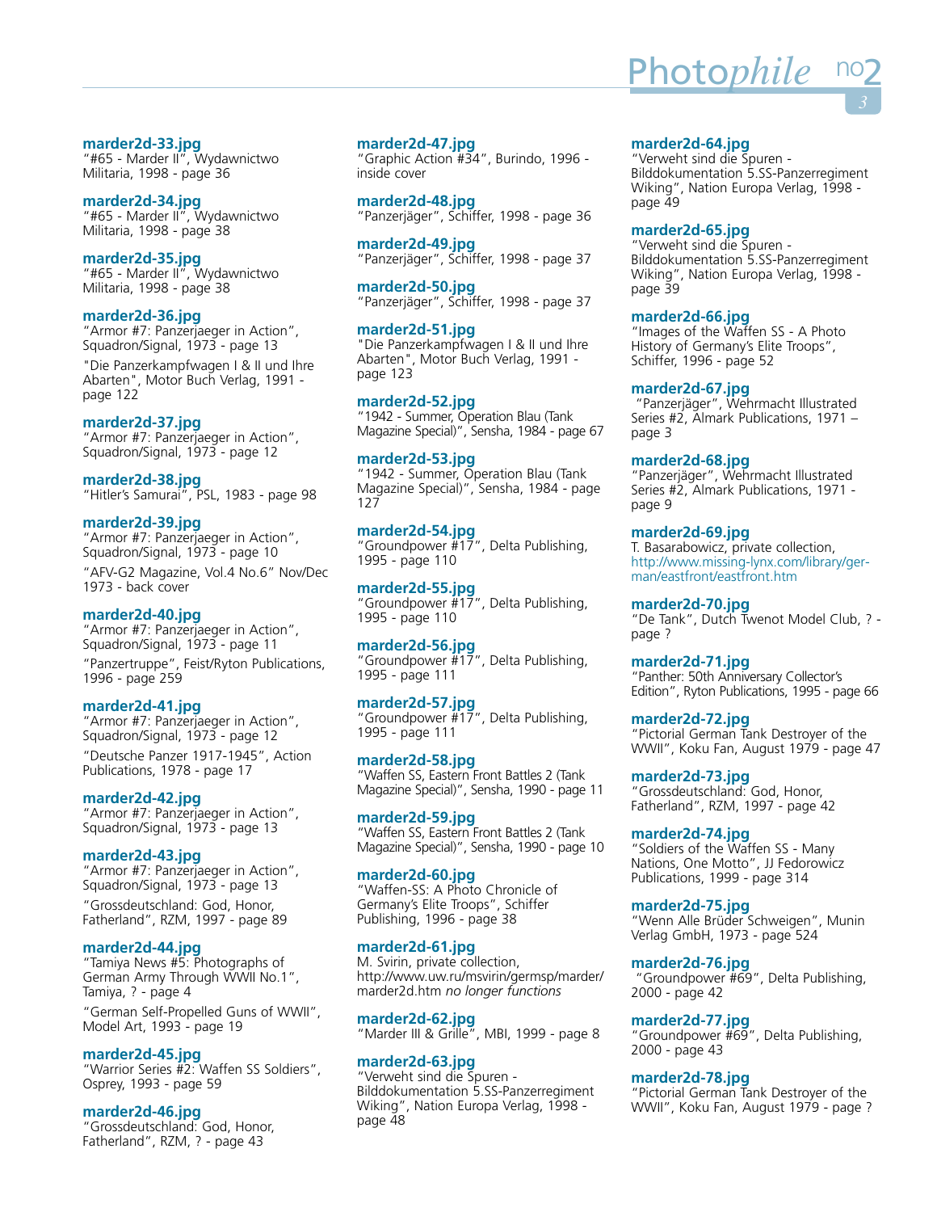**marder2d-33.jpg**
"#65 - Marder II", Wydawnictwo Militaria, 1998 - page 36

**marder2d-34.jpg**
"#65 - Marder II", Wydawnictwo Militaria, 1998 - page 38

**marder2d-35.jpg**
"#65 - Marder II", Wydawnictwo Militaria, 1998 - page 38

**marder2d-36.jpg**
"Armor #7: Panzerjaeger in Action", Squadron/Signal, 1973 - page 13

"Die Panzerkampfwagen I & II und Ihre Abarten", Motor Buch Verlag, 1991 - page 122

**marder2d-37.jpg**
"Armor #7: Panzerjaeger in Action", Squadron/Signal, 1973 - page 12

**marder2d-38.jpg**
"Hitler's Samurai", PSL, 1983 - page 98

**marder2d-39.jpg**
"Armor #7: Panzerjaeger in Action", Squadron/Signal, 1973 - page 10

"AFV-G2 Magazine, Vol.4 No.6" Nov/Dec 1973 - back cover

**marder2d-40.jpg**
"Armor #7: Panzerjaeger in Action", Squadron/Signal, 1973 - page 11

"Panzertruppe", Feist/Ryton Publications, 1996 - page 259

**marder2d-41.jpg**
"Armor #7: Panzerjaeger in Action", Squadron/Signal, 1973 - page 12

"Deutsche Panzer 1917-1945", Action Publications, 1978 - page 17

**marder2d-42.jpg**
"Armor #7: Panzerjaeger in Action", Squadron/Signal, 1973 - page 13

**marder2d-43.jpg**
"Armor #7: Panzerjaeger in Action", Squadron/Signal, 1973 - page 13

"Grossdeutschland: God, Honor, Fatherland", RZM, 1997 - page 89

**marder2d-44.jpg**
"Tamiya News #5: Photographs of German Army Through WWII No.1", Tamiya, ? - page 4

"German Self-Propelled Guns of WWII", Model Art, 1993 - page 19

**marder2d-45.jpg**
"Warrior Series #2: Waffen SS Soldiers", Osprey, 1993 - page 59

**marder2d-46.jpg**
"Grossdeutschland: God, Honor, Fatherland", RZM, ? - page 43

**marder2d-47.jpg**
"Graphic Action #34", Burindo, 1996 - inside cover

**marder2d-48.jpg**
"Panzerjäger", Schiffer, 1998 - page 36

**marder2d-49.jpg**
"Panzerjäger", Schiffer, 1998 - page 37

**marder2d-50.jpg**
"Panzerjäger", Schiffer, 1998 - page 37

**marder2d-51.jpg**
"Die Panzerkampfwagen I & II und Ihre Abarten", Motor Buch Verlag, 1991 - page 123

**marder2d-52.jpg**
"1942 - Summer, Operation Blau (Tank Magazine Special)", Sensha, 1984 - page 67

**marder2d-53.jpg**
"1942 - Summer, Operation Blau (Tank Magazine Special)", Sensha, 1984 - page 127

**marder2d-54.jpg**
"Groundpower #17", Delta Publishing, 1995 - page 110

**marder2d-55.jpg**
"Groundpower #17", Delta Publishing, 1995 - page 110

**marder2d-56.jpg**
"Groundpower #17", Delta Publishing, 1995 - page 111

**marder2d-57.jpg**
"Groundpower #17", Delta Publishing, 1995 - page 111

**marder2d-58.jpg**
"Waffen SS, Eastern Front Battles 2 (Tank Magazine Special)", Sensha, 1990 - page 11

**marder2d-59.jpg**
"Waffen SS, Eastern Front Battles 2 (Tank Magazine Special)", Sensha, 1990 - page 10

**marder2d-60.jpg**
"Waffen-SS: A Photo Chronicle of Germany's Elite Troops", Schiffer Publishing, 1996 - page 38

**marder2d-61.jpg**
M. Svirin, private collection, http://www.uw.ru/msvirin/germsp/marder/marder2d.htm *no longer functions*

**marder2d-62.jpg**
"Marder III & Grille", MBI, 1999 - page 8

**marder2d-63.jpg**
"Verweht sind die Spuren - Bilddokumentation 5.SS-Panzerregiment Wiking", Nation Europa Verlag, 1998 - page 48

**marder2d-64.jpg**
"Verweht sind die Spuren - Bilddokumentation 5.SS-Panzerregiment Wiking", Nation Europa Verlag, 1998 - page 49

**marder2d-65.jpg**
"Verweht sind die Spuren - Bilddokumentation 5.SS-Panzerregiment Wiking", Nation Europa Verlag, 1998 - page 39

**marder2d-66.jpg**
"Images of the Waffen SS - A Photo History of Germany's Elite Troops", Schiffer, 1996 - page 52

**marder2d-67.jpg**
"Panzerjäger", Wehrmacht Illustrated Series #2, Almark Publications, 1971 – page 3

**marder2d-68.jpg**
"Panzerjäger", Wehrmacht Illustrated Series #2, Almark Publications, 1971 - page 9

**marder2d-69.jpg**
T. Basarabowicz, private collection, http://www.missing-lynx.com/library/german/eastfront/eastfront.htm

**marder2d-70.jpg**
"De Tank", Dutch Twenot Model Club, ? - page ?

**marder2d-71.jpg**
"Panther: 50th Anniversary Collector's Edition", Ryton Publications, 1995 - page 66

**marder2d-72.jpg**
"Pictorial German Tank Destroyer of the WWII", Koku Fan, August 1979 - page 47

**marder2d-73.jpg**
"Grossdeutschland: God, Honor, Fatherland", RZM, 1997 - page 42

**marder2d-74.jpg**
"Soldiers of the Waffen SS - Many Nations, One Motto", JJ Fedorowicz Publications, 1999 - page 314

**marder2d-75.jpg**
"Wenn Alle Brüder Schweigen", Munin Verlag GmbH, 1973 - page 524

**marder2d-76.jpg**
"Groundpower #69", Delta Publishing, 2000 - page 42

**marder2d-77.jpg**
"Groundpower #69", Delta Publishing, 2000 - page 43

**marder2d-78.jpg**
"Pictorial German Tank Destroyer of the WWII", Koku Fan, August 1979 - page ?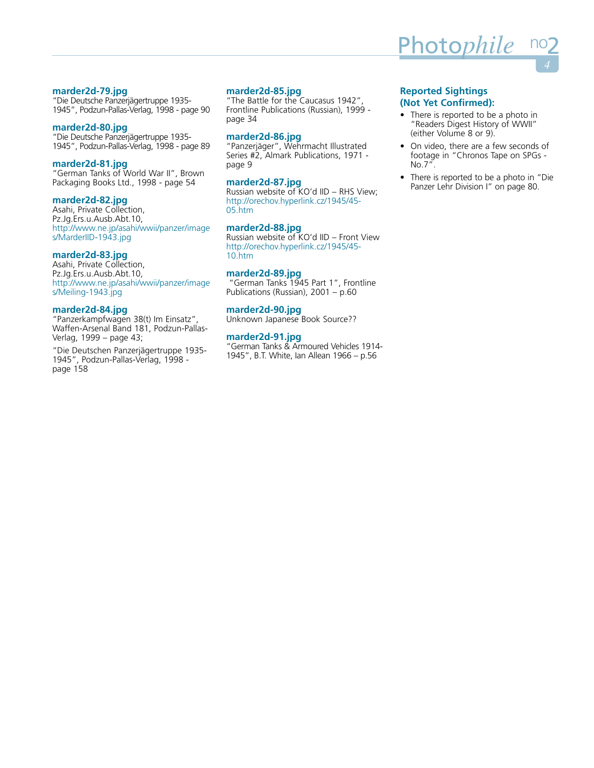**marder2d-79.jpg**
"Die Deutsche Panzerjägertruppe 1935-1945", Podzun-Pallas-Verlag, 1998 - page 90

**marder2d-80.jpg**
"Die Deutsche Panzerjägertruppe 1935-1945", Podzun-Pallas-Verlag, 1998 - page 89

**marder2d-81.jpg**
"German Tanks of World War II", Brown Packaging Books Ltd., 1998 - page 54

**marder2d-82.jpg**
Asahi, Private Collection, Pz.Jg.Ers.u.Ausb.Abt.10, http://www.ne.jp/asahi/wwii/panzer/images/MarderIID-1943.jpg

**marder2d-83.jpg**
Asahi, Private Collection, Pz.Jg.Ers.u.Ausb.Abt.10, http://www.ne.jp/asahi/wwii/panzer/images/Meiling-1943.jpg

**marder2d-84.jpg**
"Panzerkampfwagen 38(t) Im Einsatz", Waffen-Arsenal Band 181, Podzun-Pallas-Verlag, 1999 – page 43;

"Die Deutschen Panzerjägertruppe 1935-1945", Podzun-Pallas-Verlag, 1998 - page 158

**marder2d-85.jpg**
"The Battle for the Caucasus 1942", Frontline Publications (Russian), 1999 - page 34

**marder2d-86.jpg**
"Panzerjäger", Wehrmacht Illustrated Series #2, Almark Publications, 1971 - page 9

**marder2d-87.jpg**
Russian website of KO'd IID – RHS View; http://orechov.hyperlink.cz/1945/45-05.htm

**marder2d-88.jpg**
Russian website of KO'd IID – Front View http://orechov.hyperlink.cz/1945/45-10.htm

**marder2d-89.jpg**
"German Tanks 1945 Part 1", Frontline Publications (Russian), 2001 – p.60

**marder2d-90.jpg**
Unknown Japanese Book Source??

**marder2d-91.jpg**
"German Tanks & Armoured Vehicles 1914-1945", B.T. White, Ian Allean 1966 – p.56

### Reported Sightings (Not Yet Confirmed):

- There is reported to be a photo in "Readers Digest History of WWII" (either Volume 8 or 9).
- On video, there are a few seconds of footage in "Chronos Tape on SPGs - No.7".
- There is reported to be a photo in "Die Panzer Lehr Division I" on page 80.